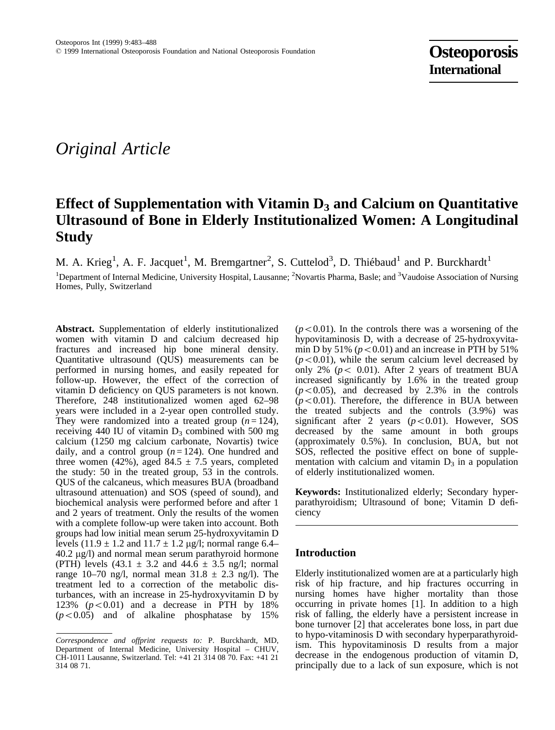*Original Article*

# Effect of Supplementation with Vitamin $D_3$ and Calcium on Quantitative Ultrasound of Bone in Elderly Institutionalized Women: A Longitudinal Study

M. A. Krieg[1], A. F. Jacquet[1], M. Bremgartner[2], S. Cuttelod[3], D. Thiébaud[1] and P. Burckhardt[1]

[1]Department of Internal Medicine, University Hospital, Lausanne; [2]Novartis Pharma, Basle; and [3]Vaudoise Association of Nursing Homes, Pully, Switzerland

**Abstract.** Supplementation of elderly institutionalized women with vitamin D and calcium decreased hip fractures and increased hip bone mineral density. Quantitative ultrasound (QUS) measurements can be performed in nursing homes, and easily repeated for follow-up. However, the effect of the correction of vitamin D deficiency on QUS parameters is not known. Therefore, 248 institutionalized women aged 62–98 years were included in a 2-year open controlled study. They were randomized into a treated group ($n = 124$), receiving 440 IU of vitamin $D_3$ combined with 500 mg calcium (1250 mg calcium carbonate, Novartis) twice daily, and a control group ($n = 124$). One hundred and three women (42%), aged 84.5 ± 7.5 years, completed the study: 50 in the treated group, 53 in the controls. QUS of the calcaneus, which measures BUA (broadband ultrasound attenuation) and SOS (speed of sound), and biochemical analysis were performed before and after 1 and 2 years of treatment. Only the results of the women with a complete follow-up were taken into account. Both groups had low initial mean serum 25-hydroxyvitamin D levels (11.9 ± 1.2 and 11.7 ± 1.2 μg/l; normal range 6.4–40.2 μg/l) and normal mean serum parathyroid hormone (PTH) levels (43.1 ± 3.2 and 44.6 ± 3.5 ng/l; normal range 10–70 ng/l, normal mean 31.8 ± 2.3 ng/l). The treatment led to a correction of the metabolic disturbances, with an increase in 25-hydroxyvitamin D by 123% ($p < 0.01$) and a decrease in PTH by 18% ($p < 0.05$) and of alkaline phosphatase by 15% ($p < 0.01$). In the controls there was a worsening of the hypovitaminosis D, with a decrease of 25-hydroxyvitamin D by 51% ($p < 0.01$) and an increase in PTH by 51% ($p < 0.01$), while the serum calcium level decreased by only 2% ($p < 0.01$). After 2 years of treatment BUA increased significantly by 1.6% in the treated group ($p < 0.05$), and decreased by 2.3% in the controls ($p < 0.01$). Therefore, the difference in BUA between the treated subjects and the controls (3.9%) was significant after 2 years ($p < 0.01$). However, SOS decreased by the same amount in both groups (approximately 0.5%). In conclusion, BUA, but not SOS, reflected the positive effect on bone of supplementation with calcium and vitamin $D_3$ in a population of elderly institutionalized women.

**Keywords:** Institutionalized elderly; Secondary hyperparathyroidism; Ultrasound of bone; Vitamin D deficiency

## Introduction

Elderly institutionalized women are at a particularly high risk of hip fracture, and hip fractures occurring in nursing homes have higher mortality than those occurring in private homes [1]. In addition to a high risk of falling, the elderly have a persistent increase in bone turnover [2] that accelerates bone loss, in part due to hypo-vitaminosis D with secondary hyperparathyroidism. This hypovitaminosis D results from a major decrease in the endogenous production of vitamin D, principally due to a lack of sun exposure, which is not

*Correspondence and offprint requests to:* P. Burckhardt, MD, Department of Internal Medicine, University Hospital – CHUV, CH-1011 Lausanne, Switzerland. Tel: +41 21 314 08 70. Fax: +41 21 314 08 71.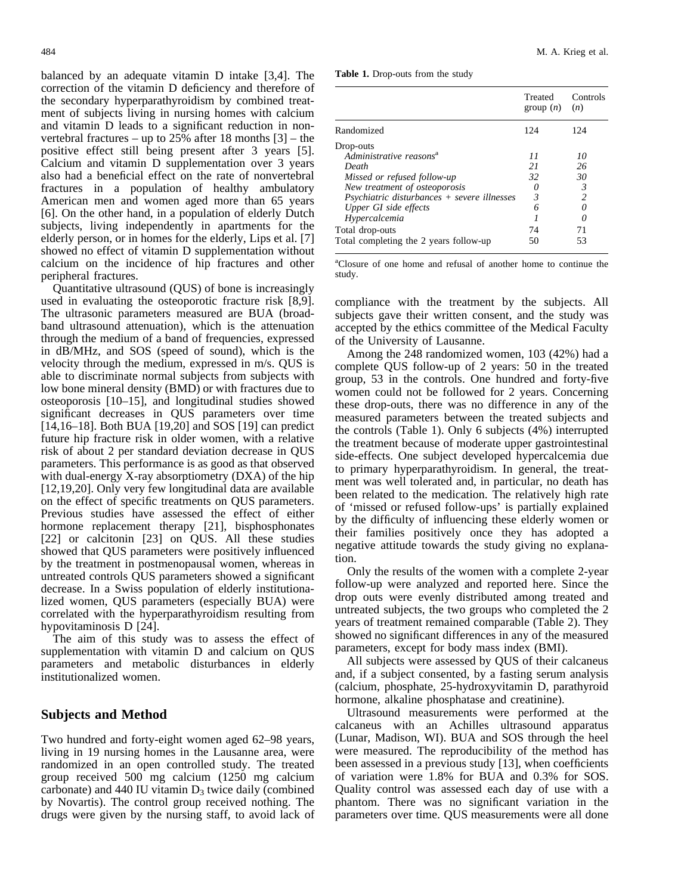balanced by an adequate vitamin D intake [3,4]. The correction of the vitamin D deficiency and therefore of the secondary hyperparathyroidism by combined treatment of subjects living in nursing homes with calcium and vitamin D leads to a significant reduction in nonvertebral fractures – up to 25% after 18 months [3] – the positive effect still being present after 3 years [5]. Calcium and vitamin D supplementation over 3 years also had a beneficial effect on the rate of nonvertebral fractures in a population of healthy ambulatory American men and women aged more than 65 years [6]. On the other hand, in a population of elderly Dutch subjects, living independently in apartments for the elderly person, or in homes for the elderly, Lips et al. [7] showed no effect of vitamin D supplementation without calcium on the incidence of hip fractures and other peripheral fractures.

Quantitative ultrasound (QUS) of bone is increasingly used in evaluating the osteoporotic fracture risk [8,9]. The ultrasonic parameters measured are BUA (broadband ultrasound attenuation), which is the attenuation through the medium of a band of frequencies, expressed in dB/MHz, and SOS (speed of sound), which is the velocity through the medium, expressed in m/s. QUS is able to discriminate normal subjects from subjects with low bone mineral density (BMD) or with fractures due to osteoporosis [10–15], and longitudinal studies showed significant decreases in QUS parameters over time [14,16–18]. Both BUA [19,20] and SOS [19] can predict future hip fracture risk in older women, with a relative risk of about 2 per standard deviation decrease in QUS parameters. This performance is as good as that observed with dual-energy X-ray absorptiometry (DXA) of the hip [12,19,20]. Only very few longitudinal data are available on the effect of specific treatments on QUS parameters. Previous studies have assessed the effect of either hormone replacement therapy [21], bisphosphonates [22] or calcitonin [23] on QUS. All these studies showed that QUS parameters were positively influenced by the treatment in postmenopausal women, whereas in untreated controls QUS parameters showed a significant decrease. In a Swiss population of elderly institutionalized women, QUS parameters (especially BUA) were correlated with the hyperparathyroidism resulting from hypovitaminosis D [24].

The aim of this study was to assess the effect of supplementation with vitamin D and calcium on QUS parameters and metabolic disturbances in elderly institutionalized women.

## Subjects and Method

Two hundred and forty-eight women aged 62–98 years, living in 19 nursing homes in the Lausanne area, were randomized in an open controlled study. The treated group received 500 mg calcium (1250 mg calcium carbonate) and 440 IU vitamin $D_3$ twice daily (combined by Novartis). The control group received nothing. The drugs were given by the nursing staff, to avoid lack of compliance with the treatment by the subjects. All subjects gave their written consent, and the study was accepted by the ethics committee of the Medical Faculty of the University of Lausanne.

**Table 1.** Drop-outs from the study

| | Treated group (*n*) | Controls (*n*) |
|---|---|---|
| Randomized | 124 | 124 |
| Drop-outs | | |
| *Administrative reasons*[a] | *11* | *10* |
| *Death* | *21* | *26* |
| *Missed or refused follow-up* | *32* | *30* |
| *New treatment of osteoporosis* | *0* | *3* |
| *Psychiatric disturbances + severe illnesses* | *3* | *2* |
| *Upper GI side effects* | *6* | *0* |
| *Hypercalcemia* | *1* | *0* |
| Total drop-outs | 74 | 71 |
| Total completing the 2 years follow-up | 50 | 53 |

[a]Closure of one home and refusal of another home to continue the study.

Among the 248 randomized women, 103 (42%) had a complete QUS follow-up of 2 years: 50 in the treated group, 53 in the controls. One hundred and forty-five women could not be followed for 2 years. Concerning these drop-outs, there was no difference in any of the measured parameters between the treated subjects and the controls (Table 1). Only 6 subjects (4%) interrupted the treatment because of moderate upper gastrointestinal side-effects. One subject developed hypercalcemia due to primary hyperparathyroidism. In general, the treatment was well tolerated and, in particular, no death has been related to the medication. The relatively high rate of 'missed or refused follow-ups' is partially explained by the difficulty of influencing these elderly women or their families positively once they has adopted a negative attitude towards the study giving no explanation.

Only the results of the women with a complete 2-year follow-up were analyzed and reported here. Since the drop outs were evenly distributed among treated and untreated subjects, the two groups who completed the 2 years of treatment remained comparable (Table 2). They showed no significant differences in any of the measured parameters, except for body mass index (BMI).

All subjects were assessed by QUS of their calcaneus and, if a subject consented, by a fasting serum analysis (calcium, phosphate, 25-hydroxyvitamin D, parathyroid hormone, alkaline phosphatase and creatinine).

Ultrasound measurements were performed at the calcaneus with an Achilles ultrasound apparatus (Lunar, Madison, WI). BUA and SOS through the heel were measured. The reproducibility of the method has been assessed in a previous study [13], when coefficients of variation were 1.8% for BUA and 0.3% for SOS. Quality control was assessed each day of use with a phantom. There was no significant variation in the parameters over time. QUS measurements were all done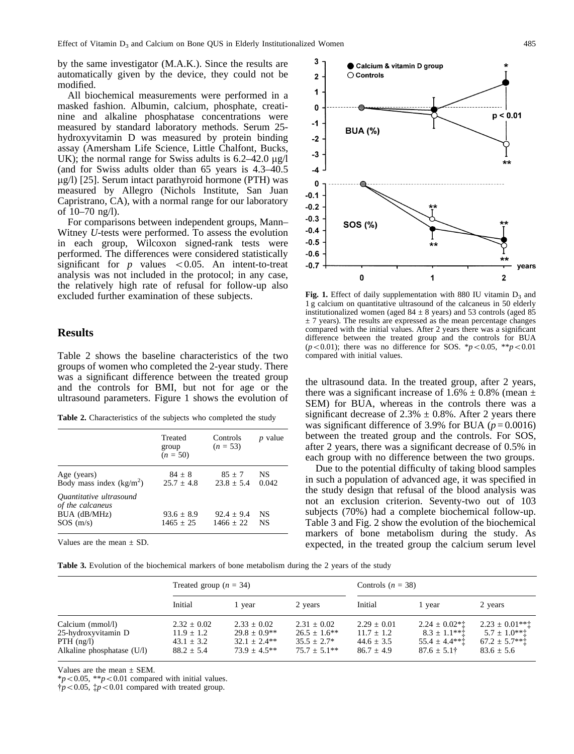by the same investigator (M.A.K.). Since the results are automatically given by the device, they could not be modified.

All biochemical measurements were performed in a masked fashion. Albumin, calcium, phosphate, creatinine and alkaline phosphatase concentrations were measured by standard laboratory methods. Serum 25-hydroxyvitamin D was measured by protein binding assay (Amersham Life Science, Little Chalfont, Bucks, UK); the normal range for Swiss adults is 6.2–42.0 μg/l (and for Swiss adults older than 65 years is 4.3–40.5 μg/l) [25]. Serum intact parathyroid hormone (PTH) was measured by Allegro (Nichols Institute, San Juan Capristrano, CA), with a normal range for our laboratory of 10–70 ng/l).

For comparisons between independent groups, Mann–Witney *U*-tests were performed. To assess the evolution in each group, Wilcoxon signed-rank tests were performed. The differences were considered statistically significant for $p$ values $<0.05$. An intent-to-treat analysis was not included in the protocol; in any case, the relatively high rate of refusal for follow-up also excluded further examination of these subjects.

## Results

Table 2 shows the baseline characteristics of the two groups of women who completed the 2-year study. There was a significant difference between the treated group and the controls for BMI, but not for age or the ultrasound parameters. Figure 1 shows the evolution of the ultrasound data. In the treated group, after 2 years, there was a significant increase of 1.6% ± 0.8% (mean ± SEM) for BUA, whereas in the controls there was a significant decrease of 2.3% ± 0.8%. After 2 years there was significant difference of 3.9% for BUA ($p=0.0016$) between the treated group and the controls. For SOS, after 2 years, there was a significant decrease of 0.5% in each group with no difference between the two groups.

**Table 2.** Characteristics of the subjects who completed the study

| | Treated group ($n$ = 50) | Controls ($n$ = 53) | $p$ value |
|---|---|---|---|
| Age (years) | 84 ± 8 | 85 ± 7 | NS |
| Body mass index (kg/m$^2$) | 25.7 ± 4.8 | 23.8 ± 5.4 | 0.042 |
| *Quantitative ultrasound of the calcaneus* | | | |
| BUA (dB/MHz) | 93.6 ± 8.9 | 92.4 ± 9.4 | NS |
| SOS (m/s) | 1465 ± 25 | 1466 ± 22 | NS |

Values are the mean ± SD.

**Fig. 1.** Effect of daily supplementation with 880 IU vitamin $D_3$ and 1 g calcium on quantitative ultrasound of the calcaneus in 50 elderly institutionalized women (aged 84 ± 8 years) and 53 controls (aged 85 ± 7 years). The results are expressed as the mean percentage changes compared with the initial values. After 2 years there was a significant difference between the treated group and the controls for BUA ($p<0.01$); there was no difference for SOS. *$p<0.05$, **$p<0.01$ compared with initial values.

Due to the potential difficulty of taking blood samples in such a population of advanced age, it was specified in the study design that refusal of the blood analysis was not an exclusion criterion. Seventy-two out of 103 subjects (70%) had a complete biochemical follow-up. Table 3 and Fig. 2 show the evolution of the biochemical markers of bone metabolism during the study. As expected, in the treated group the calcium serum level

**Table 3.** Evolution of the biochemical markers of bone metabolism during the 2 years of the study

| | Treated group ($n$ = 34) | | | Controls ($n$ = 38) | | |
|---|---|---|---|---|---|---|
| | Initial | 1 year | 2 years | Initial | 1 year | 2 years |
| Calcium (mmol/l) | 2.32 ± 0.02 | 2.33 ± 0.02 | 2.31 ± 0.02 | 2.29 ± 0.01 | 2.24 ± 0.02*‡ | 2.23 ± 0.01**‡ |
| 25-hydroxyvitamin D | 11.9 ± 1.2 | 29.8 ± 0.9** | 26.5 ± 1.6** | 11.7 ± 1.2 | 8.3 ± 1.1**‡ | 5.7 ± 1.0**‡ |
| PTH (ng/l) | 43.1 ± 3.2 | 32.1 ± 2.4** | 35.5 ± 2.7* | 44.6 ± 3.5 | 55.4 ± 4.4**‡ | 67.2 ± 5.7**‡ |
| Alkaline phosphatase (U/l) | 88.2 ± 5.4 | 73.9 ± 4.5** | 75.7 ± 5.1** | 86.7 ± 4.9 | 87.6 ± 5.1† | 83.6 ± 5.6 |

Values are the mean ± SEM.
*$p<0.05$, **$p<0.01$ compared with initial values.
†$p<0.05$, ‡$p<0.01$ compared with treated group.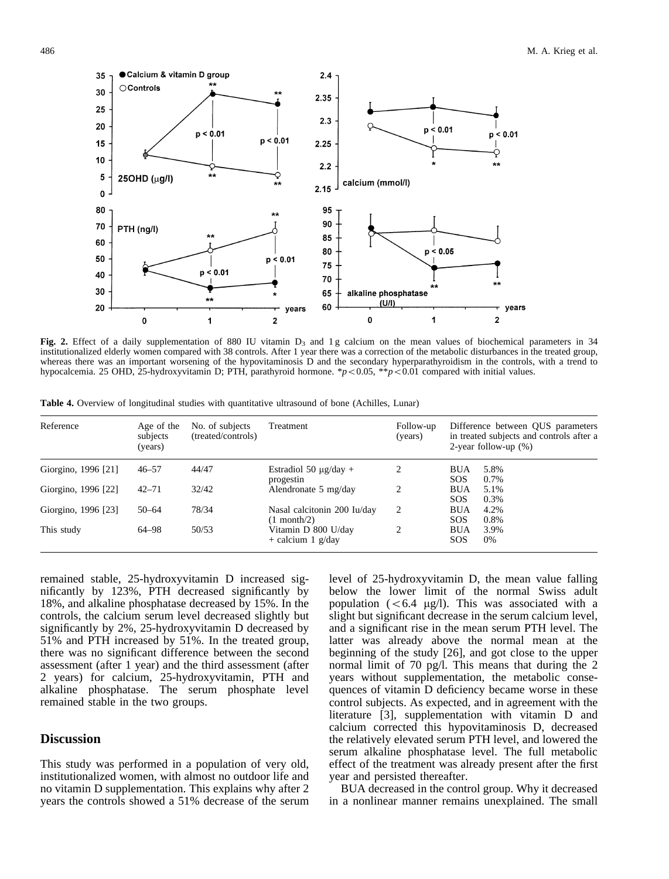**Fig. 2.** Effect of a daily supplementation of 880 IU vitamin $D_3$ and 1 g calcium on the mean values of biochemical parameters in 34 institutionalized elderly women compared with 38 controls. After 1 year there was a correction of the metabolic disturbances in the treated group, whereas there was an important worsening of the hypovitaminosis D and the secondary hyperparathyroidism in the controls, with a trend to hypocalcemia. 25 OHD, 25-hydroxyvitamin D; PTH, parathyroid hormone. $^{*}p<0.05$, $^{**}p<0.01$ compared with initial values.

**Table 4.** Overview of longitudinal studies with quantitative ultrasound of bone (Achilles, Lunar)

| Reference | Age of the subjects (years) | No. of subjects (treated/controls) | Treatment | Follow-up (years) | Difference between QUS parameters in treated subjects and controls after a 2-year follow-up (%) |
|---|---|---|---|---|---|
| Giorgino, 1996 [21] | 46–57 | 44/47 | Estradiol 50 μg/day + progestin | 2 | BUA 5.8% SOS 0.7% |
| Giorgino, 1996 [22] | 42–71 | 32/42 | Alendronate 5 mg/day | 2 | BUA 5.1% SOS 0.3% |
| Giorgino, 1996 [23] | 50–64 | 78/34 | Nasal calcitonin 200 Iu/day (1 month/2) | 2 | BUA 4.2% SOS 0.8% |
| This study | 64–98 | 50/53 | Vitamin D 800 U/day + calcium 1 g/day | 2 | BUA 3.9% SOS 0% |

remained stable, 25-hydroxyvitamin D increased significantly by 123%, PTH decreased significantly by 18%, and alkaline phosphatase decreased by 15%. In the controls, the calcium serum level decreased slightly but significantly by 2%, 25-hydroxyvitamin D decreased by 51% and PTH increased by 51%. In the treated group, there was no significant difference between the second assessment (after 1 year) and the third assessment (after 2 years) for calcium, 25-hydroxyvitamin, PTH and alkaline phosphatase. The serum phosphate level remained stable in the two groups.

## Discussion

This study was performed in a population of very old, institutionalized women, with almost no outdoor life and no vitamin D supplementation. This explains why after 2 years the controls showed a 51% decrease of the serum level of 25-hydroxyvitamin D, the mean value falling below the lower limit of the normal Swiss adult population ($<6.4$ μg/l). This was associated with a slight but significant decrease in the serum calcium level, and a significant rise in the mean serum PTH level. The latter was already above the normal mean at the beginning of the study [26], and got close to the upper normal limit of 70 pg/l. This means that during the 2 years without supplementation, the metabolic consequences of vitamin D deficiency became worse in these control subjects. As expected, and in agreement with the literature [3], supplementation with vitamin D and calcium corrected this hypovitaminosis D, decreased the relatively elevated serum PTH level, and lowered the serum alkaline phosphatase level. The full metabolic effect of the treatment was already present after the first year and persisted thereafter.

BUA decreased in the control group. Why it decreased in a nonlinear manner remains unexplained. The small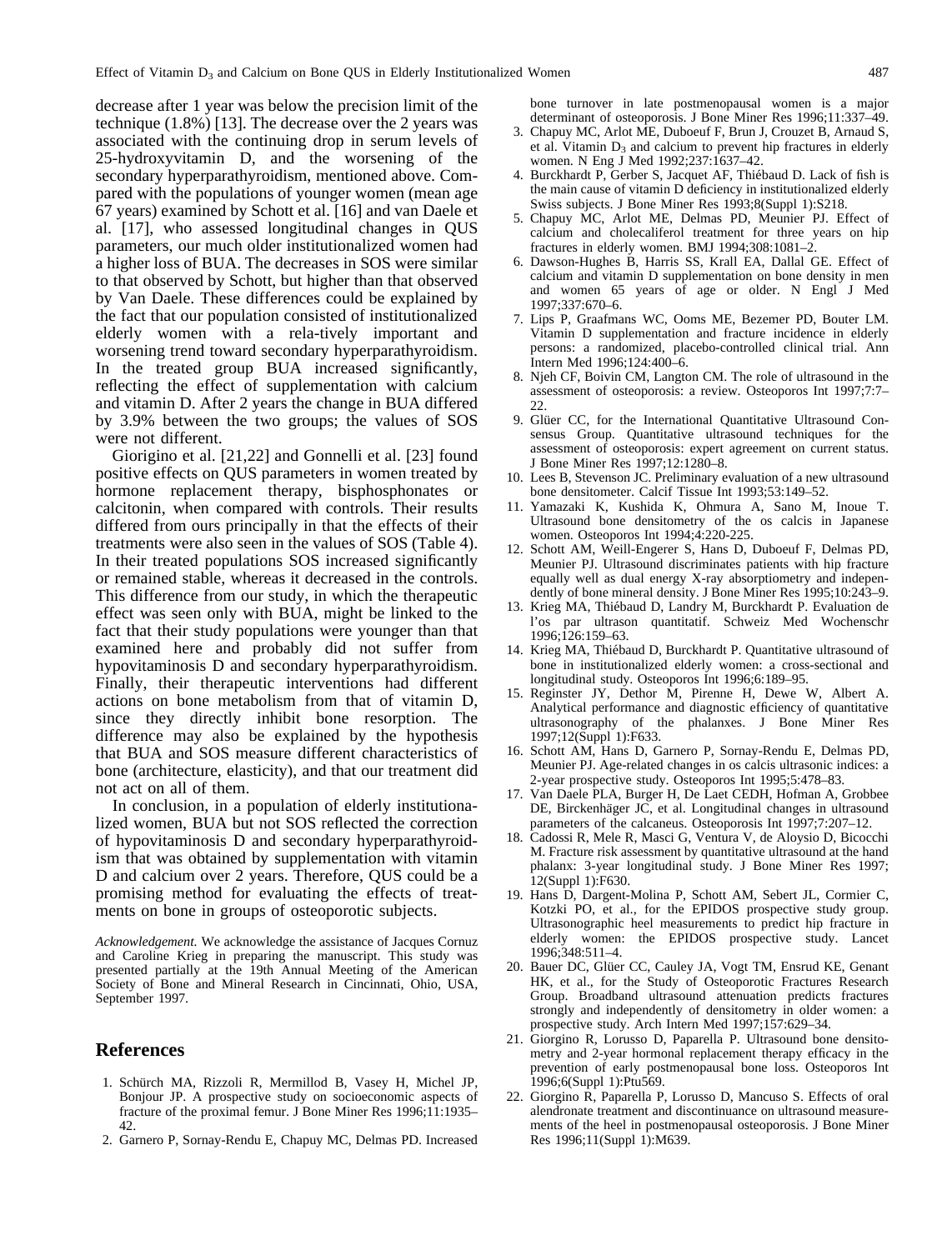decrease after 1 year was below the precision limit of the technique (1.8%) [13]. The decrease over the 2 years was associated with the continuing drop in serum levels of 25-hydroxyvitamin D, and the worsening of the secondary hyperparathyroidism, mentioned above. Compared with the populations of younger women (mean age 67 years) examined by Schott et al. [16] and van Daele et al. [17], who assessed longitudinal changes in QUS parameters, our much older institutionalized women had a higher loss of BUA. The decreases in SOS were similar to that observed by Schott, but higher than that observed by Van Daele. These differences could be explained by the fact that our population consisted of institutionalized elderly women with a rela-tively important and worsening trend toward secondary hyperparathyroidism. In the treated group BUA increased significantly, reflecting the effect of supplementation with calcium and vitamin D. After 2 years the change in BUA differed by 3.9% between the two groups; the values of SOS were not different.

Giorigino et al. [21,22] and Gonnelli et al. [23] found positive effects on QUS parameters in women treated by hormone replacement therapy, bisphosphonates or calcitonin, when compared with controls. Their results differed from ours principally in that the effects of their treatments were also seen in the values of SOS (Table 4). In their treated populations SOS increased significantly or remained stable, whereas it decreased in the controls. This difference from our study, in which the therapeutic effect was seen only with BUA, might be linked to the fact that their study populations were younger than that examined here and probably did not suffer from hypovitaminosis D and secondary hyperparathyroidism. Finally, their therapeutic interventions had different actions on bone metabolism from that of vitamin D, since they directly inhibit bone resorption. The difference may also be explained by the hypothesis that BUA and SOS measure different characteristics of bone (architecture, elasticity), and that our treatment did not act on all of them.

In conclusion, in a population of elderly institutionalized women, BUA but not SOS reflected the correction of hypovitaminosis D and secondary hyperparathyroidism that was obtained by supplementation with vitamin D and calcium over 2 years. Therefore, QUS could be a promising method for evaluating the effects of treatments on bone in groups of osteoporotic subjects.

*Acknowledgement.* We acknowledge the assistance of Jacques Cornuz and Caroline Krieg in preparing the manuscript. This study was presented partially at the 19th Annual Meeting of the American Society of Bone and Mineral Research in Cincinnati, Ohio, USA, September 1997.

## References

1. Schürch MA, Rizzoli R, Mermillod B, Vasey H, Michel JP, Bonjour JP. A prospective study on socioeconomic aspects of fracture of the proximal femur. J Bone Miner Res 1996;11:1935–42.
2. Garnero P, Sornay-Rendu E, Chapuy MC, Delmas PD. Increased bone turnover in late postmenopausal women is a major determinant of osteoporosis. J Bone Miner Res 1996;11:337–49.
3. Chapuy MC, Arlot ME, Duboeuf F, Brun J, Crouzet B, Arnaud S, et al. Vitamin $D_3$ and calcium to prevent hip fractures in elderly women. N Eng J Med 1992;237:1637–42.
4. Burckhardt P, Gerber S, Jacquet AF, Thiébaud D. Lack of fish is the main cause of vitamin D deficiency in institutionalized elderly Swiss subjects. J Bone Miner Res 1993;8(Suppl 1):S218.
5. Chapuy MC, Arlot ME, Delmas PD, Meunier PJ. Effect of calcium and cholecaliferol treatment for three years on hip fractures in elderly women. BMJ 1994;308:1081–2.
6. Dawson-Hughes B, Harris SS, Krall EA, Dallal GE. Effect of calcium and vitamin D supplementation on bone density in men and women 65 years of age or older. N Engl J Med 1997;337:670–6.
7. Lips P, Graafmans WC, Ooms ME, Bezemer PD, Bouter LM. Vitamin D supplementation and fracture incidence in elderly persons: a randomized, placebo-controlled clinical trial. Ann Intern Med 1996;124:400–6.
8. Njeh CF, Boivin CM, Langton CM. The role of ultrasound in the assessment of osteoporosis: a review. Osteoporos Int 1997;7:7–22.
9. Glüer CC, for the International Quantitative Ultrasound Consensus Group. Quantitative ultrasound techniques for the assessment of osteoporosis: expert agreement on current status. J Bone Miner Res 1997;12:1280–8.
10. Lees B, Stevenson JC. Preliminary evaluation of a new ultrasound bone densitometer. Calcif Tissue Int 1993;53:149–52.
11. Yamazaki K, Kushida K, Ohmura A, Sano M, Inoue T. Ultrasound bone densitometry of the os calcis in Japanese women. Osteoporos Int 1994;4:220-225.
12. Schott AM, Weill-Engerer S, Hans D, Duboeuf F, Delmas PD, Meunier PJ. Ultrasound discriminates patients with hip fracture equally well as dual energy X-ray absorptiometry and independently of bone mineral density. J Bone Miner Res 1995;10:243–9.
13. Krieg MA, Thiébaud D, Landry M, Burckhardt P. Evaluation de l'os par ultrason quantitatif. Schweiz Med Wochenschr 1996;126:159–63.
14. Krieg MA, Thiébaud D, Burckhardt P. Quantitative ultrasound of bone in institutionalized elderly women: a cross-sectional and longitudinal study. Osteoporos Int 1996;6:189–95.
15. Reginster JY, Dethor M, Pirenne H, Dewe W, Albert A. Analytical performance and diagnostic efficiency of quantitative ultrasonography of the phalanxes. J Bone Miner Res 1997;12(Suppl 1):F633.
16. Schott AM, Hans D, Garnero P, Sornay-Rendu E, Delmas PD, Meunier PJ. Age-related changes in os calcis ultrasonic indices: a 2-year prospective study. Osteoporos Int 1995;5:478–83.
17. Van Daele PLA, Burger H, De Laet CEDH, Hofman A, Grobbee DE, Birckenhäger JC, et al. Longitudinal changes in ultrasound parameters of the calcaneus. Osteoporosis Int 1997;7:207–12.
18. Cadossi R, Mele R, Masci G, Ventura V, de Aloysio D, Bicocchi M. Fracture risk assessment by quantitative ultrasound at the hand phalanx: 3-year longitudinal study. J Bone Miner Res 1997; 12(Suppl 1):F630.
19. Hans D, Dargent-Molina P, Schott AM, Sebert JL, Cormier C, Kotzki PO, et al., for the EPIDOS prospective study group. Ultrasonographic heel measurements to predict hip fracture in elderly women: the EPIDOS prospective study. Lancet 1996;348:511–4.
20. Bauer DC, Glüer CC, Cauley JA, Vogt TM, Ensrud KE, Genant HK, et al., for the Study of Osteoporotic Fractures Research Group. Broadband ultrasound attenuation predicts fractures strongly and independently of densitometry in older women: a prospective study. Arch Intern Med 1997;157:629–34.
21. Giorgino R, Lorusso D, Paparella P. Ultrasound bone densitometry and 2-year hormonal replacement therapy efficacy in the prevention of early postmenopausal bone loss. Osteoporos Int 1996;6(Suppl 1):Ptu569.
22. Giorgino R, Paparella P, Lorusso D, Mancuso S. Effects of oral alendronate treatment and discontinuance on ultrasound measurements of the heel in postmenopausal osteoporosis. J Bone Miner Res 1996;11(Suppl 1):M639.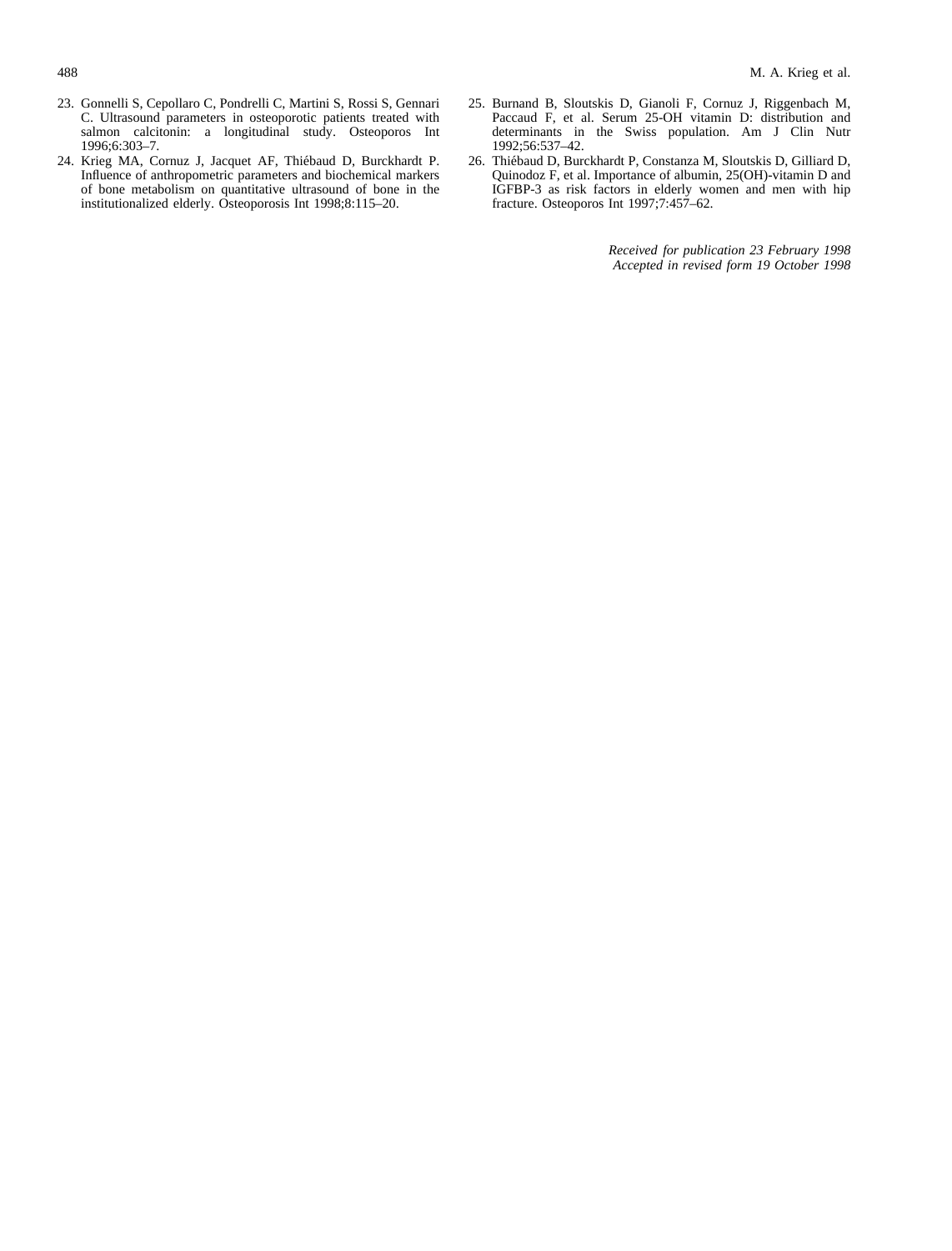23. Gonnelli S, Cepollaro C, Pondrelli C, Martini S, Rossi S, Gennari C. Ultrasound parameters in osteoporotic patients treated with salmon calcitonin: a longitudinal study. Osteoporos Int 1996;6:303–7.
24. Krieg MA, Cornuz J, Jacquet AF, Thiébaud D, Burckhardt P. Influence of anthropometric parameters and biochemical markers of bone metabolism on quantitative ultrasound of bone in the institutionalized elderly. Osteoporosis Int 1998;8:115–20.
25. Burnand B, Sloutskis D, Gianoli F, Cornuz J, Riggenbach M, Paccaud F, et al. Serum 25-OH vitamin D: distribution and determinants in the Swiss population. Am J Clin Nutr 1992;56:537–42.
26. Thiébaud D, Burckhardt P, Constanza M, Sloutskis D, Gilliard D, Quinodoz F, et al. Importance of albumin, 25(OH)-vitamin D and IGFBP-3 as risk factors in elderly women and men with hip fracture. Osteoporos Int 1997;7:457–62.

*Received for publication 23 February 1998*
*Accepted in revised form 19 October 1998*